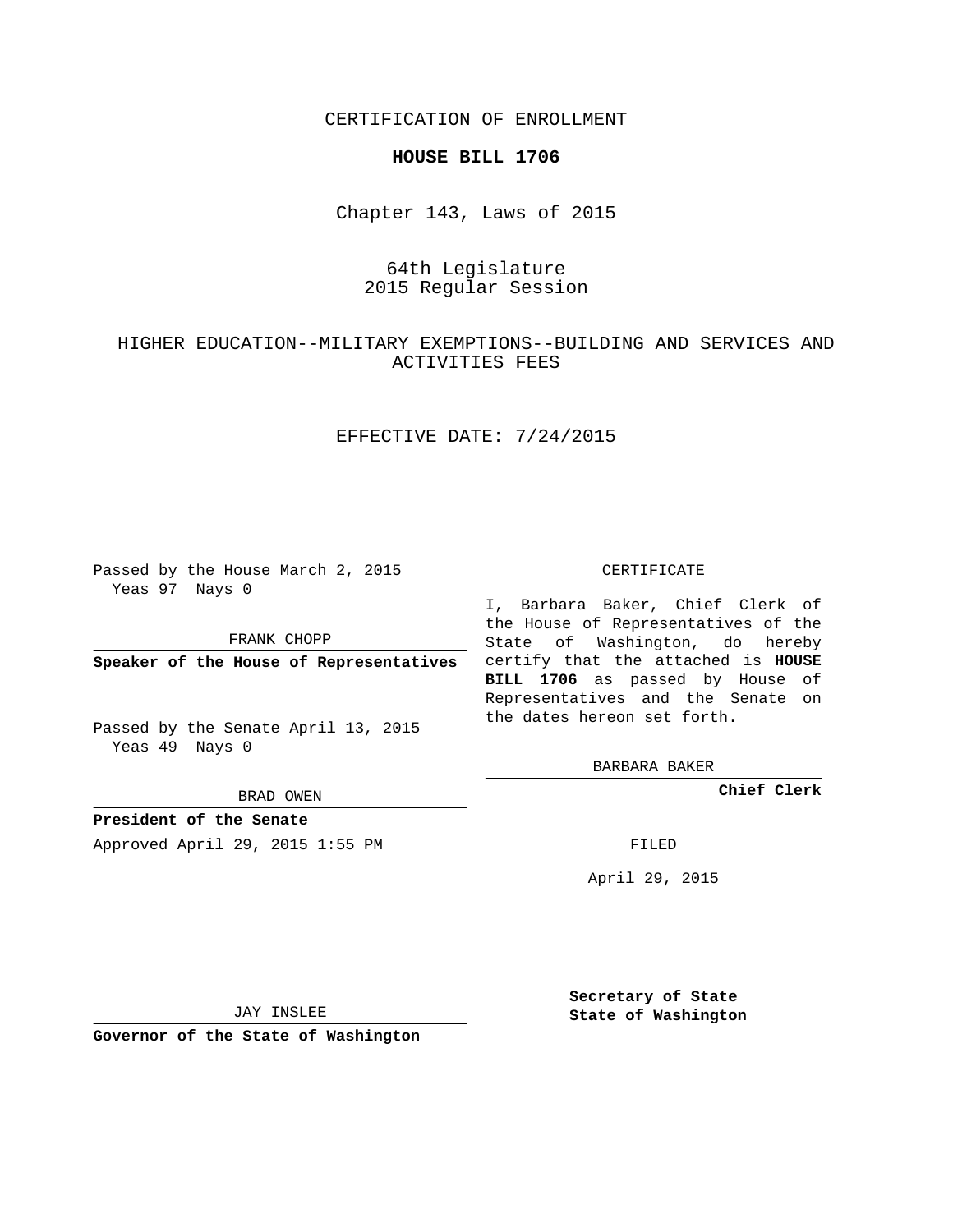CERTIFICATION OF ENROLLMENT

**HOUSE BILL 1706**

Chapter 143, Laws of 2015

64th Legislature
2015 Regular Session

HIGHER EDUCATION--MILITARY EXEMPTIONS--BUILDING AND SERVICES AND ACTIVITIES FEES

EFFECTIVE DATE: 7/24/2015

Passed by the House March 2, 2015
Yeas 97 Nays 0

FRANK CHOPP

**Speaker of the House of Representatives**

Passed by the Senate April 13, 2015
Yeas 49 Nays 0

BRAD OWEN

**President of the Senate**

Approved April 29, 2015 1:55 PM

JAY INSLEE

**Governor of the State of Washington**

CERTIFICATE

I, Barbara Baker, Chief Clerk of the House of Representatives of the State of Washington, do hereby certify that the attached is **HOUSE BILL 1706** as passed by House of Representatives and the Senate on the dates hereon set forth.

BARBARA BAKER

**Chief Clerk**

FILED

April 29, 2015

**Secretary of State**
**State of Washington**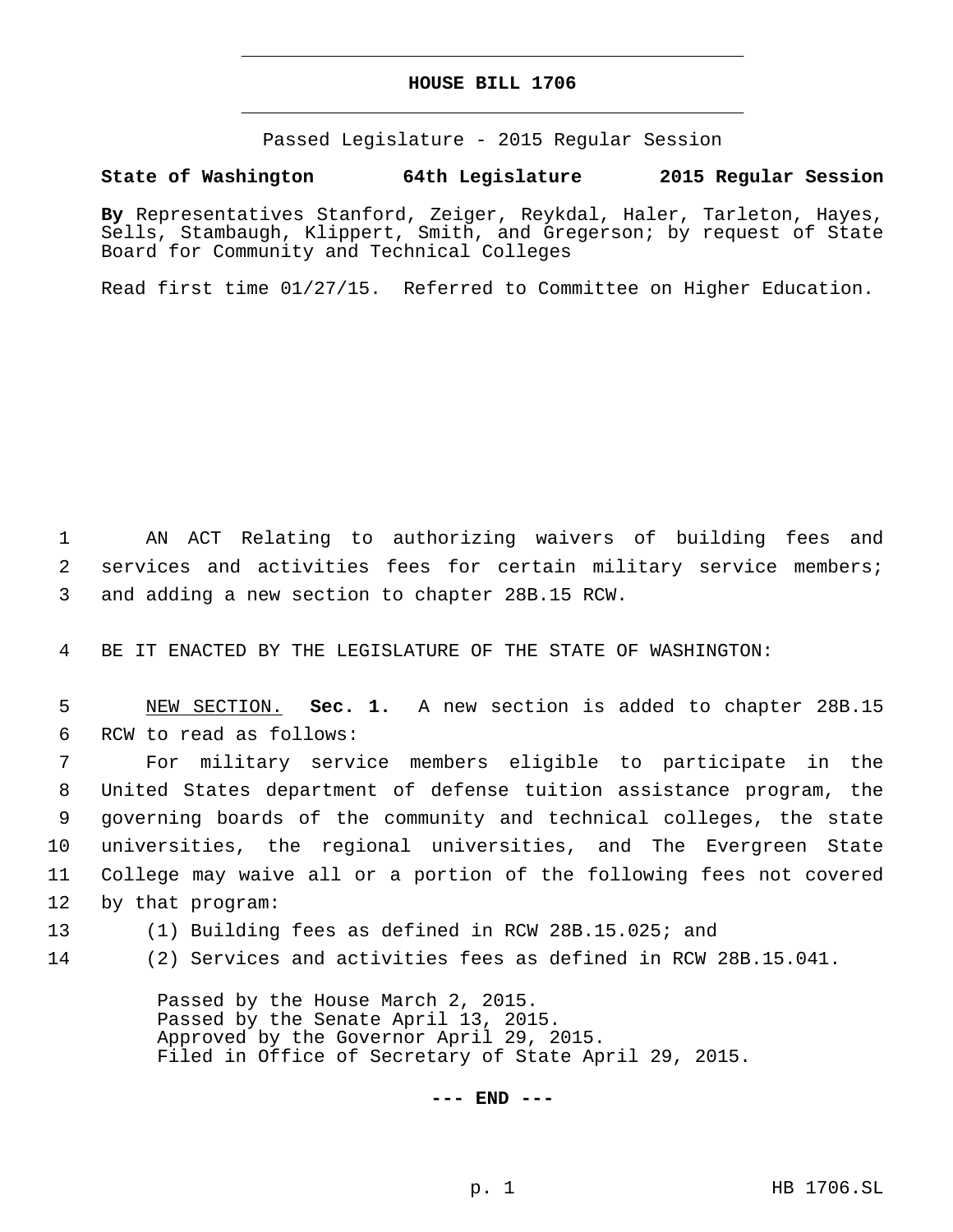# HOUSE BILL 1706

Passed Legislature - 2015 Regular Session

**State of Washington 64th Legislature 2015 Regular Session**

**By** Representatives Stanford, Zeiger, Reykdal, Haler, Tarleton, Hayes, Sells, Stambaugh, Klippert, Smith, and Gregerson; by request of State Board for Community and Technical Colleges

Read first time 01/27/15. Referred to Committee on Higher Education.

AN ACT Relating to authorizing waivers of building fees and services and activities fees for certain military service members; and adding a new section to chapter 28B.15 RCW.

BE IT ENACTED BY THE LEGISLATURE OF THE STATE OF WASHINGTON:

NEW SECTION. **Sec. 1.** A new section is added to chapter 28B.15 RCW to read as follows:

For military service members eligible to participate in the United States department of defense tuition assistance program, the governing boards of the community and technical colleges, the state universities, the regional universities, and The Evergreen State College may waive all or a portion of the following fees not covered by that program:

(1) Building fees as defined in RCW 28B.15.025; and

(2) Services and activities fees as defined in RCW 28B.15.041.

Passed by the House March 2, 2015.
Passed by the Senate April 13, 2015.
Approved by the Governor April 29, 2015.
Filed in Office of Secretary of State April 29, 2015.

**--- END ---**